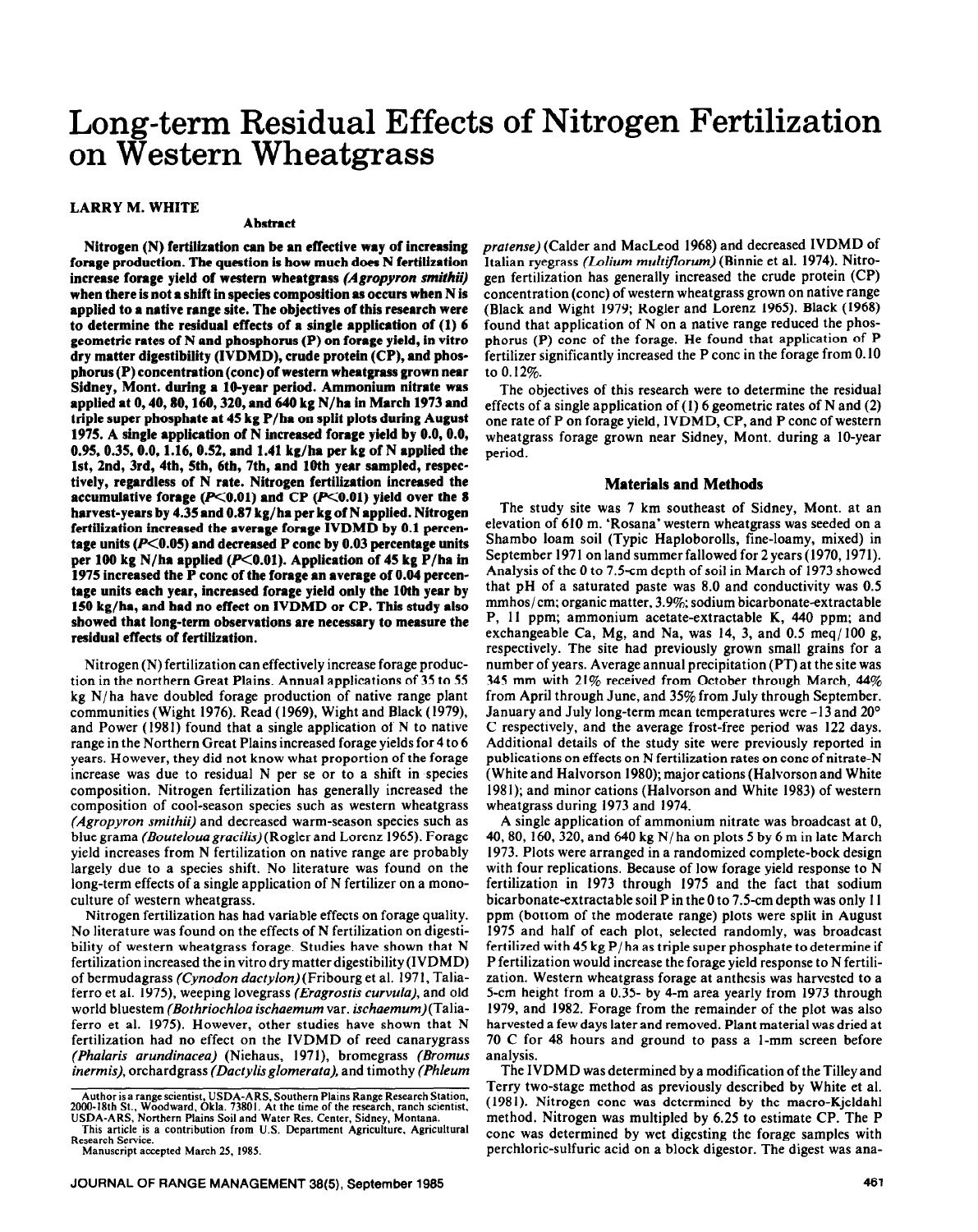# Long-term Residual Effects of Nitrogen Fertilization on Western Wheatgrass

**LARRY M. WHITE**

## Abstract

**Nitrogen (N) fertilization can be an effective way of increasing forage production. The question is how much does N fertilization increase forage yield of western wheatgrass (*Agropyron smithii*) when there is not a shift in species composition as occurs when N is applied to a native range site. The objectives of this research were to determine the residual effects of a single application of (1) 6 geometric rates of N and phosphorus (P) on forage yield, in vitro dry matter digestibility (IVDMD), crude protein (CP), and phosphorus (P) concentration (conc) of western wheatgrass grown near Sidney, Mont. during a 10-year period. Ammonium nitrate was applied at 0, 40, 80, 160, 320, and 640 kg N/ha in March 1973 and triple super phosphate at 45 kg P/ha on split plots during August 1975. A single application of N increased forage yield by 0.0, 0.0, 0.95, 0.35, 0.0, 1.16, 0.52, and 1.41 kg/ha per kg of N applied the 1st, 2nd, 3rd, 4th, 5th, 6th, 7th, and 10th year sampled, respectively, regardless of N rate. Nitrogen fertilization increased the accumulative forage ($P<0.01$) and CP ($P<0.01$) yield over the 8 harvest-years by 4.35 and 0.87 kg/ha per kg of N applied. Nitrogen fertilization increased the average forage IVDMD by 0.1 percentage units ($P<0.05$) and decreased P conc by 0.03 percentage units per 100 kg N/ha applied ($P<0.01$). Application of 45 kg P/ha in 1975 increased the P conc of the forage an average of 0.04 percentage units each year, increased forage yield only the 10th year by 150 kg/ha, and had no effect on IVDMD or CP. This study also showed that long-term observations are necessary to measure the residual effects of fertilization.**

Nitrogen (N) fertilization can effectively increase forage production in the northern Great Plains. Annual applications of 35 to 55 kg N/ha have doubled forage production of native range plant communities (Wight 1976). Read (1969), Wight and Black (1979), and Power (1981) found that a single application of N to native range in the Northern Great Plains increased forage yields for 4 to 6 years. However, they did not know what proportion of the forage increase was due to residual N per se or to a shift in species composition. Nitrogen fertilization has generally increased the composition of cool-season species such as western wheatgrass (*Agropyron smithii*) and decreased warm-season species such as blue grama (*Bouteloua gracilis*) (Rogler and Lorenz 1965). Forage yield increases from N fertilization on native range are probably largely due to a species shift. No literature was found on the long-term effects of a single application of N fertilizer on a monoculture of western wheatgrass.

Nitrogen fertilization has had variable effects on forage quality. No literature was found on the effects of N fertilization on digestibility of western wheatgrass forage. Studies have shown that N fertilization increased the in vitro dry matter digestibility (IVDMD) of bermudagrass (*Cynodon dactylon*) (Fribourg et al. 1971, Taliaferro et al. 1975), weeping lovegrass (*Eragrostis curvula*), and old world bluestem (*Bothriochloa ischaemum* var. *ischaemum*) (Taliaferro et al. 1975). However, other studies have shown that N fertilization had no effect on the IVDMD of reed canarygrass (*Phalaris arundinacea*) (Niehaus, 1971), bromegrass (*Bromus inermis*), orchardgrass (*Dactylis glomerata*), and timothy (*Phleum pratense*) (Calder and MacLeod 1968) and decreased IVDMD of Italian ryegrass (*Lolium multiflorum*) (Binnie et al. 1974). Nitrogen fertilization has generally increased the crude protein (CP) concentration (conc) of western wheatgrass grown on native range (Black and Wight 1979; Rogler and Lorenz 1965). Black (1968) found that application of N on a native range reduced the phosphorus (P) conc of the forage. He found that application of P fertilizer significantly increased the P conc in the forage from 0.10 to 0.12%.

The objectives of this research were to determine the residual effects of a single application of (1) 6 geometric rates of N and (2) one rate of P on forage yield, IVDMD, CP, and P conc of western wheatgrass forage grown near Sidney, Mont. during a 10-year period.

Author is a range scientist, USDA-ARS, Southern Plains Range Research Station, 2000-18th St., Woodward, Okla. 73801. At the time of the research, ranch scientist, USDA-ARS, Northern Plains Soil and Water Res. Center, Sidney, Montana.

This article is a contribution from U.S. Department Agriculture, Agricultural Research Service.

Manuscript accepted March 25, 1985.

## Materials and Methods

The study site was 7 km southeast of Sidney, Mont. at an elevation of 610 m. 'Rosana' western wheatgrass was seeded on a Shambo loam soil (Typic Haploborolls, fine-loamy, mixed) in September 1971 on land summer fallowed for 2 years (1970, 1971). Analysis of the 0 to 7.5-cm depth of soil in March of 1973 showed that pH of a saturated paste was 8.0 and conductivity was 0.5 mmhos/cm; organic matter, 3.9%; sodium bicarbonate-extractable P, 11 ppm; ammonium acetate-extractable K, 440 ppm; and exchangeable Ca, Mg, and Na, was 14, 3, and 0.5 meq/100 g, respectively. The site had previously grown small grains for a number of years. Average annual precipitation (PT) at the site was 345 mm with 21% received from October through March, 44% from April through June, and 35% from July through September. January and July long-term mean temperatures were −13 and 20° C respectively, and the average frost-free period was 122 days. Additional details of the study site were previously reported in publications on effects on N fertilization rates on conc of nitrate-N (White and Halvorson 1980); major cations (Halvorson and White 1981); and minor cations (Halvorson and White 1983) of western wheatgrass during 1973 and 1974.

A single application of ammonium nitrate was broadcast at 0, 40, 80, 160, 320, and 640 kg N/ha on plots 5 by 6 m in late March 1973. Plots were arranged in a randomized complete-bock design with four replications. Because of low forage yield response to N fertilization in 1973 through 1975 and the fact that sodium bicarbonate-extractable soil P in the 0 to 7.5-cm depth was only 11 ppm (bottom of the moderate range) plots were split in August 1975 and half of each plot, selected randomly, was broadcast fertilized with 45 kg P/ha as triple super phosphate to determine if P fertilization would increase the forage yield response to N fertilization. Western wheatgrass forage at anthesis was harvested to a 5-cm height from a 0.35- by 4-m area yearly from 1973 through 1979, and 1982. Forage from the remainder of the plot was also harvested a few days later and removed. Plant material was dried at 70 C for 48 hours and ground to pass a 1-mm screen before analysis.

The IVDMD was determined by a modification of the Tilley and Terry two-stage method as previously described by White et al. (1981). Nitrogen conc was determined by the macro-Kjeldahl method. Nitrogen was multipled by 6.25 to estimate CP. The P conc was determined by wet digesting the forage samples with perchloric-sulfuric acid on a block digestor. The digest was ana-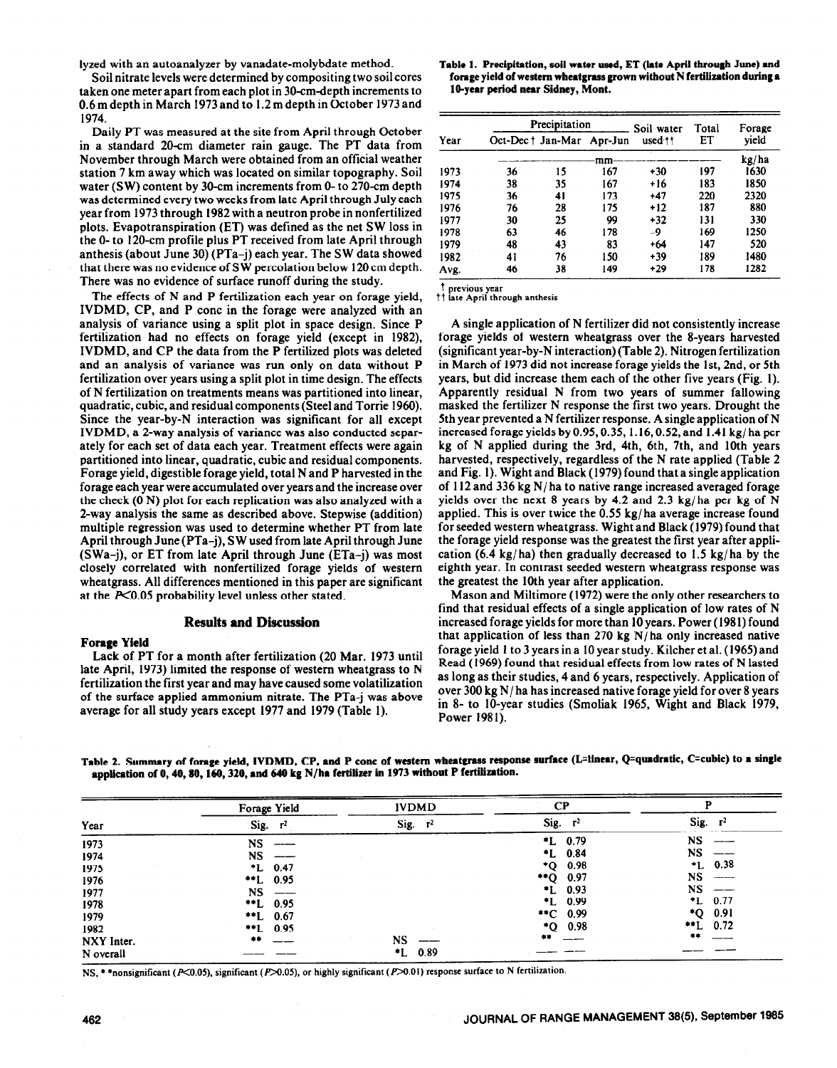lyzed with an autoanalyzer by vanadate-molybdate method.

Soil nitrate levels were determined by compositing two soil cores taken one meter apart from each plot in 30-cm-depth increments to 0.6 m depth in March 1973 and to 1.2 m depth in October 1973 and 1974.

Daily PT was measured at the site from April through October in a standard 20-cm diameter rain gauge. The PT data from November through March were obtained from an official weather station 7 km away which was located on similar topography. Soil water (SW) content by 30-cm increments from 0- to 270-cm depth was determined every two weeks from late April through July each year from 1973 through 1982 with a neutron probe in nonfertilized plots. Evapotranspiration (ET) was defined as the net SW loss in the 0- to 120-cm profile plus PT received from late April through anthesis (about June 30) (PTa-j) each year. The SW data showed that there was no evidence of SW percolation below 120 cm depth. There was no evidence of surface runoff during the study.

The effects of N and P fertilization each year on forage yield, IVDMD, CP, and P conc in the forage were analyzed with an analysis of variance using a split plot in space design. Since P fertilization had no effects on forage yield (except in 1982), IVDMD, and CP the data from the P fertilized plots was deleted and an analysis of variance was run only on data without P fertilization over years using a split plot in time design. The effects of N fertilization on treatments means was partitioned into linear, quadratic, cubic, and residual components (Steel and Torrie 1960). Since the year-by-N interaction was significant for all except IVDMD, a 2-way analysis of variance was also conducted separately for each set of data each year. Treatment effects were again partitioned into linear, quadratic, cubic and residual components. Forage yield, digestible forage yield, total N and P harvested in the forage each year were accumulated over years and the increase over the check (0 N) plot for each replication was also analyzed with a 2-way analysis the same as described above. Stepwise (addition) multiple regression was used to determine whether PT from late April through June (PTa-j), SW used from late April through June (SWa-j), or ET from late April through June (ETa-j) was most closely correlated with nonfertilized forage yields of western wheatgrass. All differences mentioned in this paper are significant at the $P<0.05$ probability level unless other stated.

## Results and Discussion

### Forage Yield

Lack of PT for a month after fertilization (20 Mar. 1973 until late April, 1973) limited the response of western wheatgrass to N fertilization the first year and may have caused some volatilization of the surface applied ammonium nitrate. The PTa-j was above average for all study years except 1977 and 1979 (Table 1).

**Table 1. Precipitation, soil water used, ET (late April through June) and forage yield of western wheatgrass grown without N fertilization during a 10-year period near Sidney, Mont.**

| Year | Precipitation | | | Soil water used†† | Total ET | Forage yield |
|---|---|---|---|---|---|---|
| | Oct-Dec† | Jan-Mar | Apr-Jun | | | |
| | mm | | | | | kg/ha |
| 1973 | 36 | 15 | 167 | +30 | 197 | 1630 |
| 1974 | 38 | 35 | 167 | +16 | 183 | 1850 |
| 1975 | 36 | 41 | 173 | +47 | 220 | 2320 |
| 1976 | 76 | 28 | 175 | +12 | 187 | 880 |
| 1977 | 30 | 25 | 99 | +32 | 131 | 330 |
| 1978 | 63 | 46 | 178 | -9 | 169 | 1250 |
| 1979 | 48 | 43 | 83 | +64 | 147 | 520 |
| 1982 | 41 | 76 | 150 | +39 | 189 | 1480 |
| Avg. | 46 | 38 | 149 | +29 | 178 | 1282 |

† previous year
†† late April through anthesis

A single application of N fertilizer did not consistently increase forage yields of western wheatgrass over the 8-years harvested (significant year-by-N interaction) (Table 2). Nitrogen fertilization in March of 1973 did not increase forage yields the 1st, 2nd, or 5th years, but did increase them each of the other five years (Fig. 1). Apparently residual N from two years of summer fallowing masked the fertilizer N response the first two years. Drought the 5th year prevented a N fertilizer response. A single application of N increased forage yields by 0.95, 0.35, 1.16, 0.52, and 1.41 kg/ha per kg of N applied during the 3rd, 4th, 6th, 7th, and 10th years harvested, respectively, regardless of the N rate applied (Table 2 and Fig. 1). Wight and Black (1979) found that a single application of 112 and 336 kg N/ha to native range increased averaged forage yields over the next 8 years by 4.2 and 2.3 kg/ha per kg of N applied. This is over twice the 0.55 kg/ha average increase found for seeded western wheatgrass. Wight and Black (1979) found that the forage yield response was the greatest the first year after application (6.4 kg/ha) then gradually decreased to 1.5 kg/ha by the eighth year. In contrast seeded western wheatgrass response was the greatest the 10th year after application.

Mason and Miltimore (1972) were the only other researchers to find that residual effects of a single application of low rates of N increased forage yields for more than 10 years. Power (1981) found that application of less than 270 kg N/ha only increased native forage yield 1 to 3 years in a 10 year study. Kilcher et al. (1965) and Read (1969) found that residual effects from low rates of N lasted as long as their studies, 4 and 6 years, respectively. Application of over 300 kg N/ha has increased native forage yield for over 8 years in 8- to 10-year studies (Smoliak 1965, Wight and Black 1979, Power 1981).

**Table 2. Summary of forage yield, IVDMD, CP, and P conc of western wheatgrass response surface (L=linear, Q=quadratic, C=cubic) to a single application of 0, 40, 80, 160, 320, and 640 kg N/ha fertilizer in 1973 without P fertilization.**

| Year | Forage Yield | | IVDMD | | CP | | P | |
|---|---|---|---|---|---|---|---|---|
| | Sig. | $r^2$ | Sig. | $r^2$ | Sig. | $r^2$ | Sig. | $r^2$ |
| 1973 | NS | — | | | *L | 0.79 | NS | — |
| 1974 | NS | — | | | *L | 0.84 | NS | — |
| 1975 | *L | 0.47 | | | *Q | 0.98 | *L | 0.38 |
| 1976 | **L | 0.95 | | | **Q | 0.97 | NS | — |
| 1977 | NS | — | | | *L | 0.93 | NS | — |
| 1978 | **L | 0.95 | | | *L | 0.99 | *L | 0.77 |
| 1979 | **L | 0.67 | | | **C | 0.99 | *Q | 0.91 |
| 1982 | **L | 0.95 | | | *Q | 0.98 | **L | 0.72 |
| NXY Inter. | ** | — | NS | — | ** | — | ** | — |
| N overall | — | — | *L | 0.89 | — | — | — | — |

NS, * *nonsignificant ($P<0.05$), significant ($P>0.05$), or highly significant ($P>0.01$) response surface to N fertilization.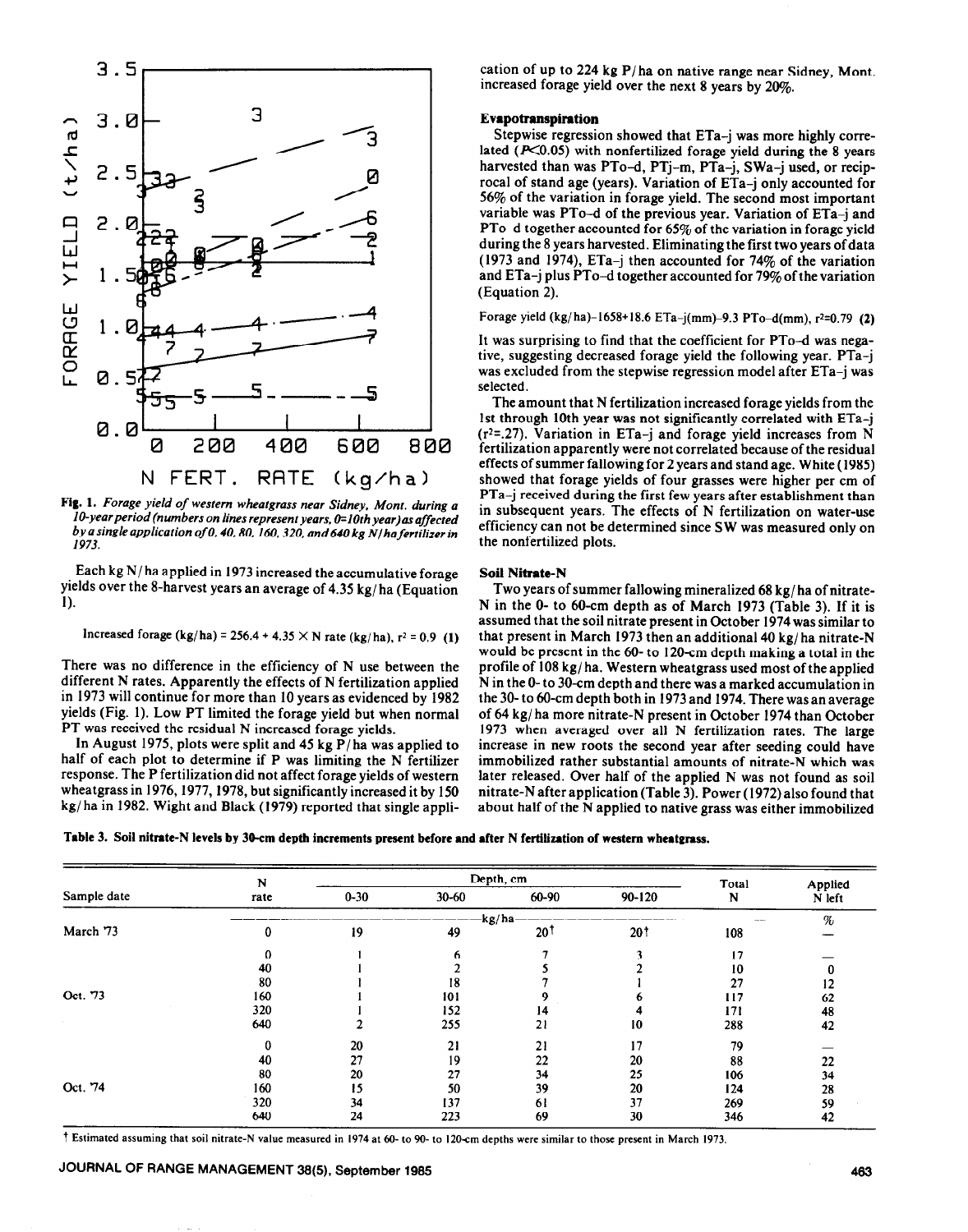Fig. 1. *Forage yield of western wheatgrass near Sidney, Mont. during a 10-year period (numbers on lines represent years, 0=10th year) as affected by a single application of 0, 40, 80, 160, 320, and 640 kg N/ha fertilizer in 1973.*

Each kg N/ha applied in 1973 increased the accumulative forage yields over the 8-harvest years an average of 4.35 kg/ha (Equation 1).

$$\text{Increased forage (kg/ha)} = 256.4 + 4.35 \times \text{N rate (kg/ha)}, r^2 = 0.9 \quad (1)$$

There was no difference in the efficiency of N use between the different N rates. Apparently the effects of N fertilization applied in 1973 will continue for more than 10 years as evidenced by 1982 yields (Fig. 1). Low PT limited the forage yield but when normal PT was received the residual N increased forage yields.

In August 1975, plots were split and 45 kg P/ha was applied to half of each plot to determine if P was limiting the N fertilizer response. The P fertilization did not affect forage yields of western wheatgrass in 1976, 1977, 1978, but significantly increased it by 150 kg/ha in 1982. Wight and Black (1979) reported that single application of up to 224 kg P/ha on native range near Sidney, Mont. increased forage yield over the next 8 years by 20%.

### Evapotranspiration

Stepwise regression showed that ETa-j was more highly correlated ($P<0.05$) with nonfertilized forage yield during the 8 years harvested than was PTo-d, PTj-m, PTa-j, SWa-j used, or reciprocal of stand age (years). Variation of ETa-j only accounted for 56% of the variation in forage yield. The second most important variable was PTo-d of the previous year. Variation of ETa-j and PTo d together accounted for 65% of the variation in forage yield during the 8 years harvested. Eliminating the first two years of data (1973 and 1974), ETa-j then accounted for 74% of the variation and ETa-j plus PTo-d together accounted for 79% of the variation (Equation 2).

$$\text{Forage yield (kg/ha)} = 1658 + 18.6 \text{ ETa-j(mm)} - 9.3 \text{ PTo-d(mm)}, r^2 = 0.79 \quad (2)$$

It was surprising to find that the coefficient for PTo-d was negative, suggesting decreased forage yield the following year. PTa-j was excluded from the stepwise regression model after ETa-j was selected.

The amount that N fertilization increased forage yields from the 1st through 10th year was not significantly correlated with ETa-j ($r^2=.27$). Variation in ETa-j and forage yield increases from N fertilization apparently were not correlated because of the residual effects of summer fallowing for 2 years and stand age. White (1985) showed that forage yields of four grasses were higher per cm of PTa-j received during the first few years after establishment than in subsequent years. The effects of N fertilization on water-use efficiency can not be determined since SW was measured only on the nonfertilized plots.

### Soil Nitrate-N

Two years of summer fallowing mineralized 68 kg/ha of nitrate-N in the 0- to 60-cm depth as of March 1973 (Table 3). If it is assumed that the soil nitrate present in October 1974 was similar to that present in March 1973 then an additional 40 kg/ha nitrate-N would be present in the 60- to 120-cm depth making a total in the profile of 108 kg/ha. Western wheatgrass used most of the applied N in the 0- to 30-cm depth and there was a marked accumulation in the 30- to 60-cm depth both in 1973 and 1974. There was an average of 64 kg/ha more nitrate-N present in October 1974 than October 1973 when averaged over all N fertilization rates. The large increase in new roots the second year after seeding could have immobilized rather substantial amounts of nitrate-N which was later released. Over half of the applied N was not found as soil nitrate-N after application (Table 3). Power (1972) also found that about half of the N applied to native grass was either immobilized

**Table 3. Soil nitrate-N levels by 30-cm depth increments present before and after N fertilization of western wheatgrass.**

| Sample date | N rate | Depth, cm | | | | Total N | Applied N left |
|---|---|---|---|---|---|---|---|
| | | 0-30 | 30-60 | 60-90 | 90-120 | | |
| | | kg/ha | | | | | % |
| March '73 | 0 | 19 | 49 | 20† | 20† | 108 | — |
| Oct. '73 | 0 | 1 | 6 | 7 | 3 | 17 | — |
| | 40 | 1 | 2 | 5 | 2 | 10 | 0 |
| | 80 | 1 | 18 | 7 | 1 | 27 | 12 |
| | 160 | 1 | 101 | 9 | 6 | 117 | 62 |
| | 320 | 1 | 152 | 14 | 4 | 171 | 48 |
| | 640 | 2 | 255 | 21 | 10 | 288 | 42 |
| Oct. '74 | 0 | 20 | 21 | 21 | 17 | 79 | — |
| | 40 | 27 | 19 | 22 | 20 | 88 | 22 |
| | 80 | 20 | 27 | 34 | 25 | 106 | 34 |
| | 160 | 15 | 50 | 39 | 20 | 124 | 28 |
| | 320 | 34 | 137 | 61 | 37 | 269 | 59 |
| | 640 | 24 | 223 | 69 | 30 | 346 | 42 |

† Estimated assuming that soil nitrate-N value measured in 1974 at 60- to 90- to 120-cm depths were similar to those present in March 1973.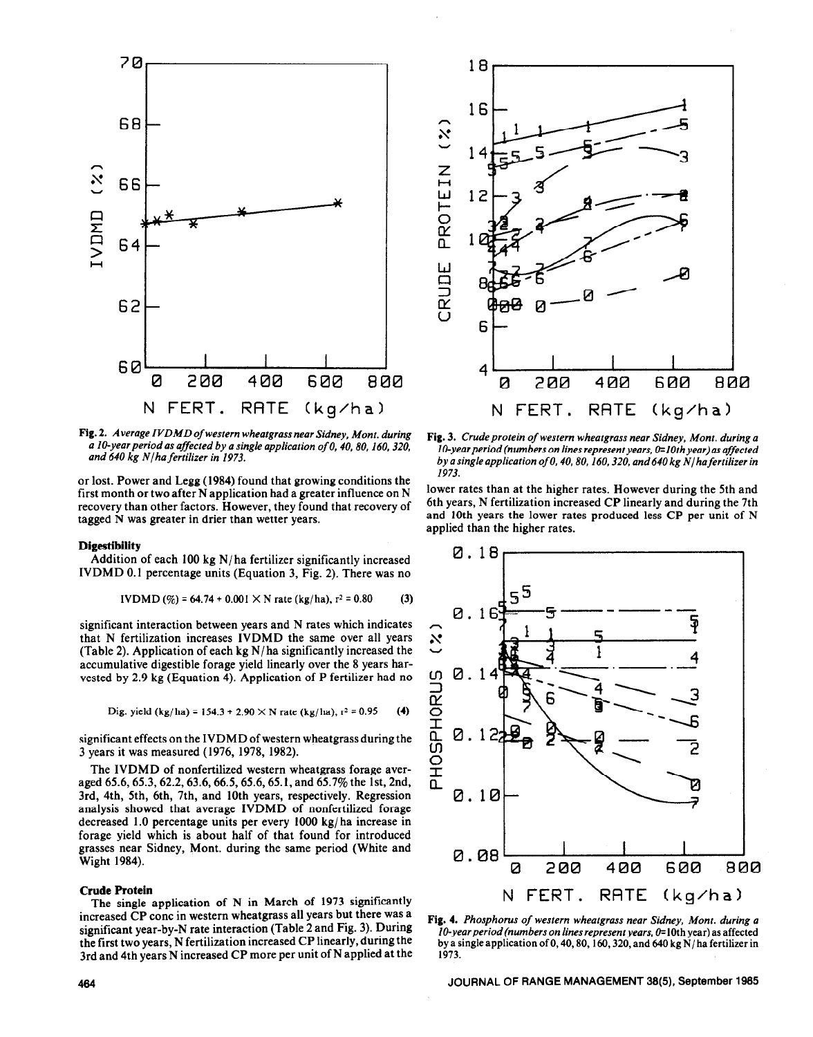Fig. 2. *Average IVDMD of western wheatgrass near Sidney, Mont. during a 10-year period as affected by a single application of 0, 40, 80, 160, 320, and 640 kg N/ha fertilizer in 1973.*

or lost. Power and Legg (1984) found that growing conditions the first month or two after N application had a greater influence on N recovery than other factors. However, they found that recovery of tagged N was greater in drier than wetter years.

#### Digestibility

Addition of each 100 kg N/ha fertilizer significantly increased IVDMD 0.1 percentage units (Equation 3, Fig. 2). There was no

$$\text{IVDMD (\%)} = 64.74 + 0.001 \times \text{N rate (kg/ha)},\ r^2 = 0.80 \qquad (3)$$

significant interaction between years and N rates which indicates that N fertilization increases IVDMD the same over all years (Table 2). Application of each kg N/ha significantly increased the accumulative digestible forage yield linearly over the 8 years harvested by 2.9 kg (Equation 4). Application of P fertilizer had no

$$\text{Dig. yield (kg/ha)} = 154.3 + 2.90 \times \text{N rate (kg/ha)},\ r^2 = 0.95 \qquad (4)$$

significant effects on the IVDMD of western wheatgrass during the 3 years it was measured (1976, 1978, 1982).

The IVDMD of nonfertilized western wheatgrass forage averaged 65.6, 65.3, 62.2, 63.6, 66.5, 65.6, 65.1, and 65.7% the 1st, 2nd, 3rd, 4th, 5th, 6th, 7th, and 10th years, respectively. Regression analysis showed that average IVDMD of nonfertilized forage decreased 1.0 percentage units per every 1000 kg/ha increase in forage yield which is about half of that found for introduced grasses near Sidney, Mont. during the same period (White and Wight 1984).

#### Crude Protein

The single application of N in March of 1973 significantly increased CP conc in western wheatgrass all years but there was a significant year-by-N rate interaction (Table 2 and Fig. 3). During the first two years, N fertilization increased CP linearly, during the 3rd and 4th years N increased CP more per unit of N applied at the lower rates than at the higher rates. However during the 5th and 6th years, N fertilization increased CP linearly and during the 7th and 10th years the lower rates produced less CP per unit of N applied than the higher rates.

Fig. 3. *Crude protein of western wheatgrass near Sidney, Mont. during a 10-year period (numbers on lines represent years, 0=10th year) as affected by a single application of 0, 40, 80, 160, 320, and 640 kg N/ha fertilizer in 1973.*

Fig. 4. *Phosphorus of western wheatgrass near Sidney, Mont. during a 10-year period (numbers on lines represent years, 0=10th year) as affected by a single application of 0, 40, 80, 160, 320, and 640 kg N/ha fertilizer in 1973.*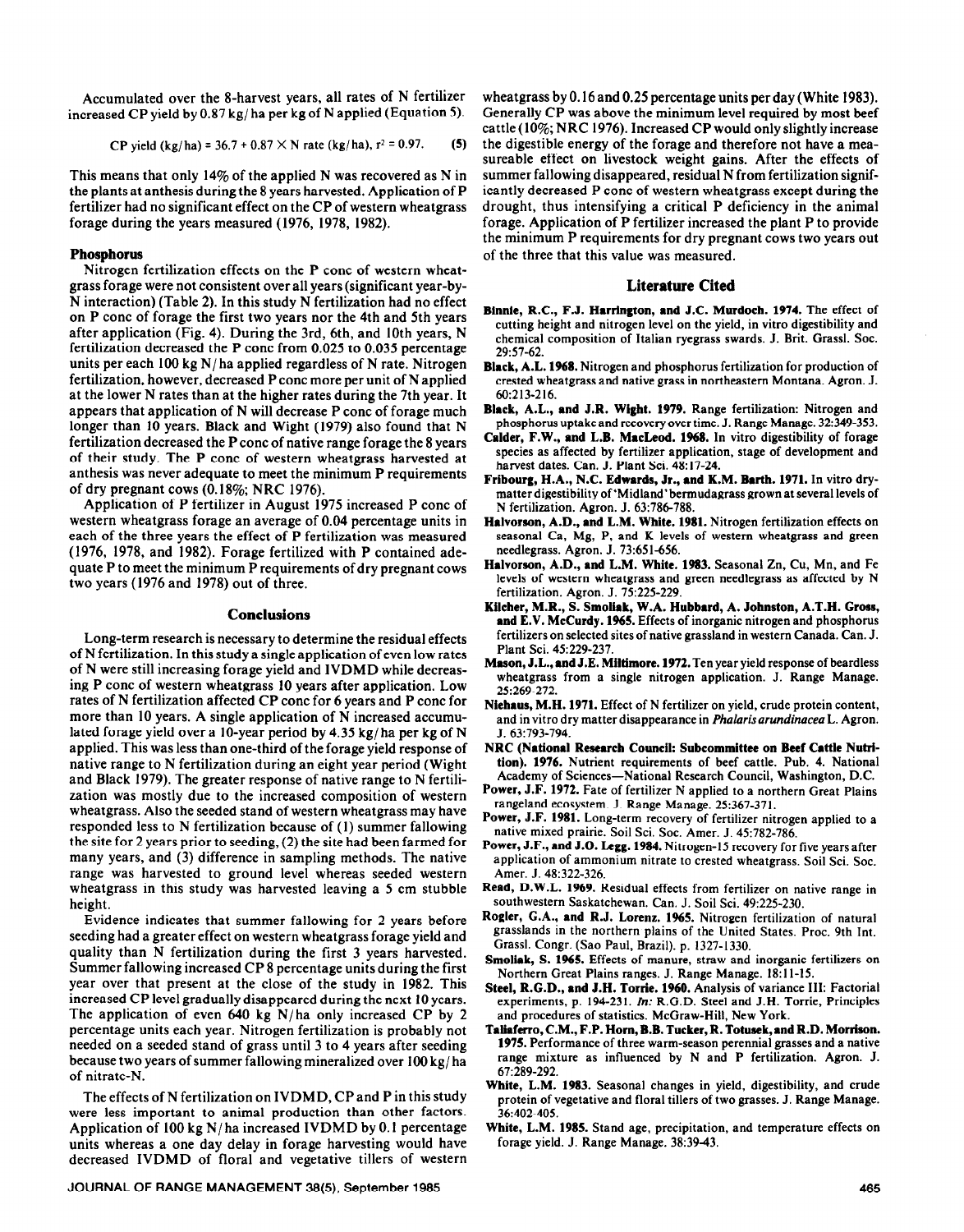Accumulated over the 8-harvest years, all rates of N fertilizer increased CP yield by 0.87 kg/ha per kg of N applied (Equation 5).

$$\text{CP yield (kg/ha)} = 36.7 + 0.87 \times \text{N rate (kg/ha)}, r^2 = 0.97. \quad (5)$$

This means that only 14% of the applied N was recovered as N in the plants at anthesis during the 8 years harvested. Application of P fertilizer had no significant effect on the CP of western wheatgrass forage during the years measured (1976, 1978, 1982).

### Phosphorus

Nitrogen fertilization effects on the P conc of western wheatgrass forage were not consistent over all years (significant year-by-N interaction) (Table 2). In this study N fertilization had no effect on P conc of forage the first two years nor the 4th and 5th years after application (Fig. 4). During the 3rd, 6th, and 10th years, N fertilization decreased the P conc from 0.025 to 0.035 percentage units per each 100 kg N/ha applied regardless of N rate. Nitrogen fertilization, however, decreased P conc more per unit of N applied at the lower N rates than at the higher rates during the 7th year. It appears that application of N will decrease P conc of forage much longer than 10 years. Black and Wight (1979) also found that N fertilization decreased the P conc of native range forage the 8 years of their study. The P conc of western wheatgrass harvested at anthesis was never adequate to meet the minimum P requirements of dry pregnant cows (0.18%; NRC 1976).

Application of P fertilizer in August 1975 increased P conc of western wheatgrass forage an average of 0.04 percentage units in each of the three years the effect of P fertilization was measured (1976, 1978, and 1982). Forage fertilized with P contained adequate P to meet the minimum P requirements of dry pregnant cows two years (1976 and 1978) out of three.

## Conclusions

Long-term research is necessary to determine the residual effects of N fertilization. In this study a single application of even low rates of N were still increasing forage yield and IVDMD while decreasing P conc of western wheatgrass 10 years after application. Low rates of N fertilization affected CP conc for 6 years and P conc for more than 10 years. A single application of N increased accumulated forage yield over a 10-year period by 4.35 kg/ha per kg of N applied. This was less than one-third of the forage yield response of native range to N fertilization during an eight year period (Wight and Black 1979). The greater response of native range to N fertilization was mostly due to the increased composition of western wheatgrass. Also the seeded stand of western wheatgrass may have responded less to N fertilization because of (1) summer fallowing the site for 2 years prior to seeding, (2) the site had been farmed for many years, and (3) difference in sampling methods. The native range was harvested to ground level whereas seeded western wheatgrass in this study was harvested leaving a 5 cm stubble height.

Evidence indicates that summer fallowing for 2 years before seeding had a greater effect on western wheatgrass forage yield and quality than N fertilization during the first 3 years harvested. Summer fallowing increased CP 8 percentage units during the first year over that present at the close of the study in 1982. This increased CP level gradually disappeared during the next 10 years. The application of even 640 kg N/ha only increased CP by 2 percentage units each year. Nitrogen fertilization is probably not needed on a seeded stand of grass until 3 to 4 years after seeding because two years of summer fallowing mineralized over 100 kg/ha of nitrate-N.

The effects of N fertilization on IVDMD, CP and P in this study were less important to animal production than other factors. Application of 100 kg N/ha increased IVDMD by 0.1 percentage units whereas a one day delay in forage harvesting would have decreased IVDMD of floral and vegetative tillers of western wheatgrass by 0.16 and 0.25 percentage units per day (White 1983). Generally CP was above the minimum level required by most beef cattle (10%; NRC 1976). Increased CP would only slightly increase the digestible energy of the forage and therefore not have a measureable effect on livestock weight gains. After the effects of summer fallowing disappeared, residual N from fertilization significantly decreased P conc of western wheatgrass except during the drought, thus intensifying a critical P deficiency in the animal forage. Application of P fertilizer increased the plant P to provide the minimum P requirements for dry pregnant cows two years out of the three that this value was measured.

## Literature Cited

**Binnie, R.C., F.J. Harrington, and J.C. Murdoch. 1974.** The effect of cutting height and nitrogen level on the yield, in vitro digestibility and chemical composition of Italian ryegrass swards. J. Brit. Grassl. Soc. 29:57-62.

**Black, A.L. 1968.** Nitrogen and phosphorus fertilization for production of crested wheatgrass and native grass in northeastern Montana. Agron. J. 60:213-216.

**Black, A.L., and J.R. Wight. 1979.** Range fertilization: Nitrogen and phosphorus uptake and recovery over time. J. Range Manage. 32:349-353.

**Calder, F.W., and L.B. MacLeod. 1968.** In vitro digestibility of forage species as affected by fertilizer application, stage of development and harvest dates. Can. J. Plant Sci. 48:17-24.

**Fribourg, H.A., N.C. Edwards, Jr., and K.M. Barth. 1971.** In vitro dry-matter digestibility of 'Midland' bermudagrass grown at several levels of N fertilization. Agron. J. 63:786-788.

**Halvorson, A.D., and L.M. White. 1981.** Nitrogen fertilization effects on seasonal Ca, Mg, P, and K levels of western wheatgrass and green needlegrass. Agron. J. 73:651-656.

**Halvorson, A.D., and L.M. White. 1983.** Seasonal Zn, Cu, Mn, and Fe levels of western wheatgrass and green needlegrass as affected by N fertilization. Agron. J. 75:225-229.

**Kilcher, M.R., S. Smoliak, W.A. Hubbard, A. Johnston, A.T.H. Gross, and E.V. McCurdy. 1965.** Effects of inorganic nitrogen and phosphorus fertilizers on selected sites of native grassland in western Canada. Can. J. Plant Sci. 45:229-237.

**Mason, J.L., and J.E. Miltimore. 1972.** Ten year yield response of beardless wheatgrass from a single nitrogen application. J. Range Manage. 25:269-272.

**Niehaus, M.H. 1971.** Effect of N fertilizer on yield, crude protein content, and in vitro dry matter disappearance in *Phalaris arundinacea* L. Agron. J. 63:793-794.

**NRC (National Research Council: Subcommittee on Beef Cattle Nutrition). 1976.** Nutrient requirements of beef cattle. Pub. 4. National Academy of Sciences—National Research Council, Washington, D.C.

**Power, J.F. 1972.** Fate of fertilizer N applied to a northern Great Plains rangeland ecosystem. J. Range Manage. 25:367-371.

**Power, J.F. 1981.** Long-term recovery of fertilizer nitrogen applied to a native mixed prairie. Soil Sci. Soc. Amer. J. 45:782-786.

**Power, J.F., and J.O. Legg. 1984.** Nitrogen-15 recovery for five years after application of ammonium nitrate to crested wheatgrass. Soil Sci. Soc. Amer. J. 48:322-326.

**Read, D.W.L. 1969.** Residual effects from fertilizer on native range in southwestern Saskatchewan. Can. J. Soil Sci. 49:225-230.

**Rogler, G.A., and R.J. Lorenz. 1965.** Nitrogen fertilization of natural grasslands in the northern plains of the United States. Proc. 9th Int. Grassl. Congr. (Sao Paul, Brazil). p. 1327-1330.

**Smoliak, S. 1965.** Effects of manure, straw and inorganic fertilizers on Northern Great Plains ranges. J. Range Manage. 18:11-15.

**Steel, R.G.D., and J.H. Torrie. 1960.** Analysis of variance III: Factorial experiments, p. 194-231. *In:* R.G.D. Steel and J.H. Torrie, Principles and procedures of statistics. McGraw-Hill, New York.

**Taliaferro, C.M., F.P. Horn, B.B. Tucker, R. Totusek, and R.D. Morrison. 1975.** Performance of three warm-season perennial grasses and a native range mixture as influenced by N and P fertilization. Agron. J. 67:289-292.

**White, L.M. 1983.** Seasonal changes in yield, digestibility, and crude protein of vegetative and floral tillers of two grasses. J. Range Manage. 36:402-405.

**White, L.M. 1985.** Stand age, precipitation, and temperature effects on forage yield. J. Range Manage. 38:39-43.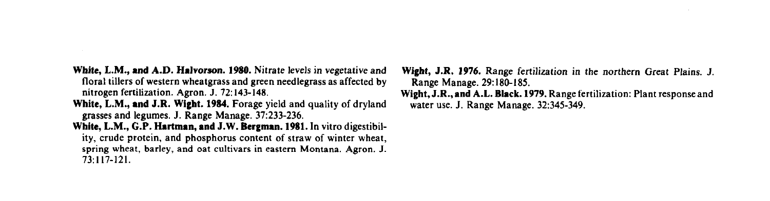**White, L.M., and A.D. Halvorson. 1980.** Nitrate levels in vegetative and floral tillers of western wheatgrass and green needlegrass as affected by nitrogen fertilization. Agron. J. 72:143-148.

**White, L.M., and J.R. Wight. 1984.** Forage yield and quality of dryland grasses and legumes. J. Range Manage. 37:233-236.

**White, L.M., G.P. Hartman, and J.W. Bergman. 1981.** In vitro digestibility, crude protein, and phosphorus content of straw of winter wheat, spring wheat, barley, and oat cultivars in eastern Montana. Agron. J. 73:117-121.

**Wight, J.R. 1976.** Range fertilization in the northern Great Plains. J. Range Manage. 29:180-185.

**Wight, J.R., and A.L. Black. 1979.** Range fertilization: Plant response and water use. J. Range Manage. 32:345-349.